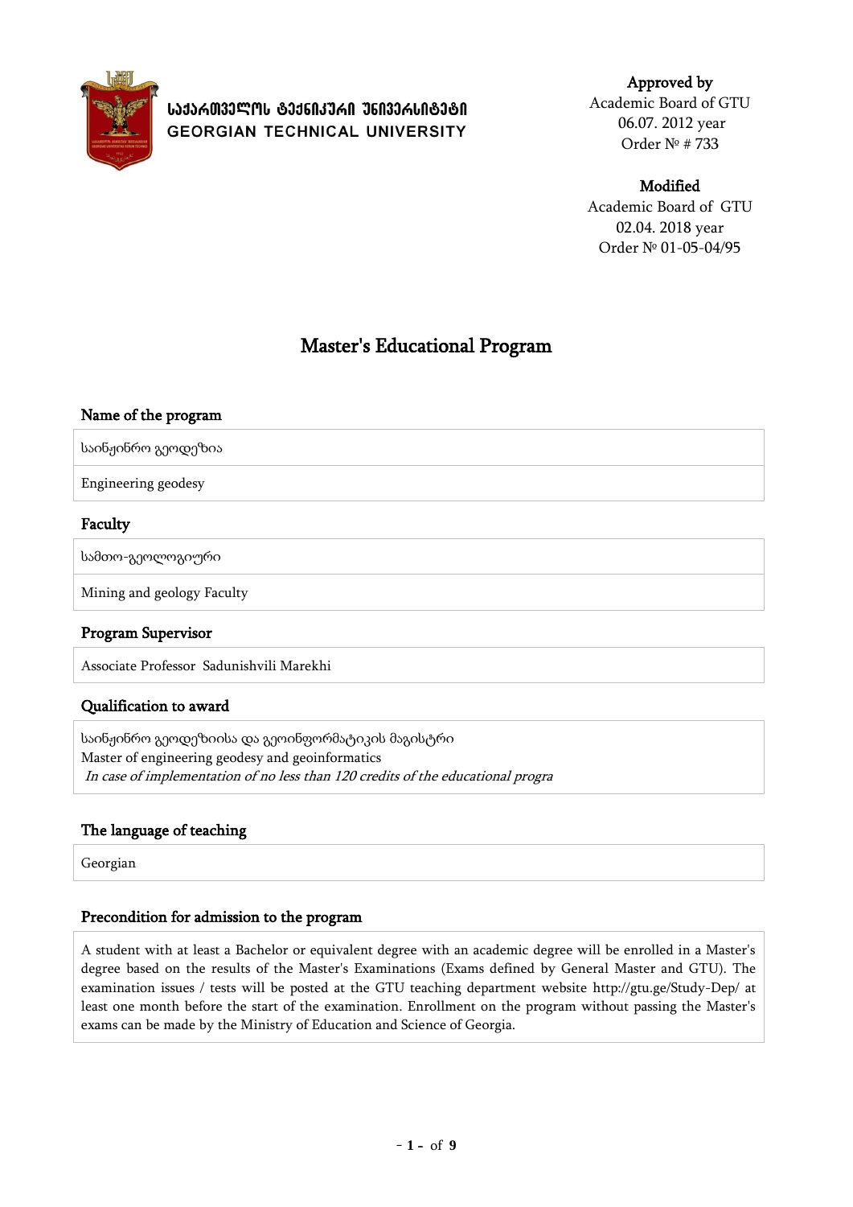საქართველოს ტექნიკური უნივერსიტეტი
GEORGIAN TECHNICAL UNIVERSITY

**Approved by**
Academic Board of GTU
06.07. 2012 year
Order № # 733

**Modified**
Academic Board of GTU
02.04. 2018 year
Order № 01-05-04/95

# Master's Educational Program

## Name of the program

საინჟინრო გეოდეზია

Engineering geodesy

## Faculty

სამთო-გეოლოგიური

Mining and geology Faculty

## Program Supervisor

Associate Professor Sadunishvili Marekhi

## Qualification to award

საინჟინრო გეოდეზიისა და გეოინფორმატიკის მაგისტრი
Master of engineering geodesy and geoinformatics
*In case of implementation of no less than 120 credits of the educational progra*

## The language of teaching

Georgian

## Precondition for admission to the program

A student with at least a Bachelor or equivalent degree with an academic degree will be enrolled in a Master's degree based on the results of the Master's Examinations (Exams defined by General Master and GTU). The examination issues / tests will be posted at the GTU teaching department website http://gtu.ge/Study-Dep/ at least one month before the start of the examination. Enrollment on the program without passing the Master's exams can be made by the Ministry of Education and Science of Georgia.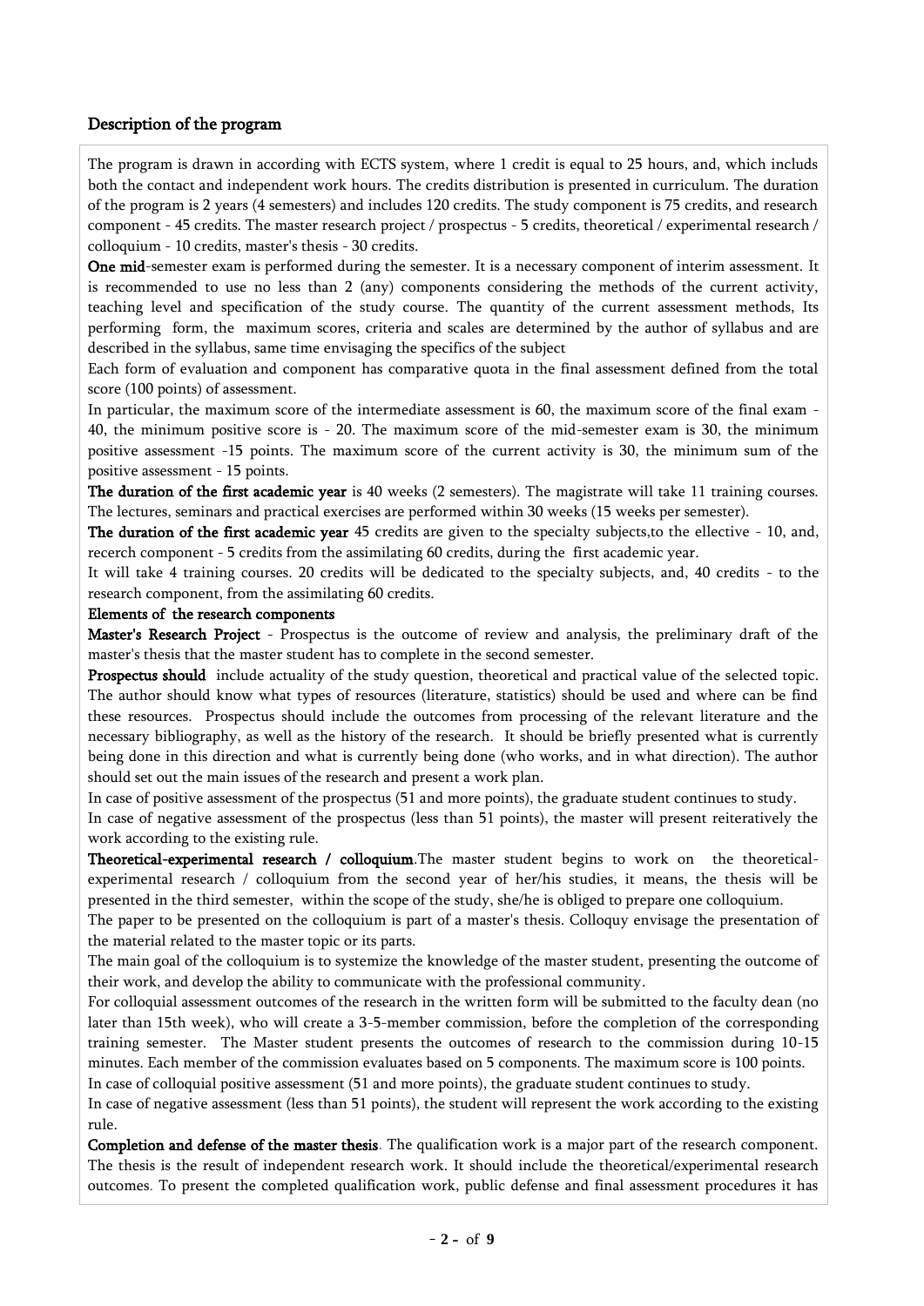## Description of the program

The program is drawn in according with ECTS system, where 1 credit is equal to 25 hours, and, which includs both the contact and independent work hours. The credits distribution is presented in curriculum. The duration of the program is 2 years (4 semesters) and includes 120 credits. The study component is 75 credits, and research component - 45 credits. The master research project / prospectus - 5 credits, theoretical / experimental research / colloquium - 10 credits, master's thesis - 30 credits.

**One mid**-semester exam is performed during the semester. It is a necessary component of interim assessment. It is recommended to use no less than 2 (any) components considering the methods of the current activity, teaching level and specification of the study course. The quantity of the current assessment methods, Its performing form, the maximum scores, criteria and scales are determined by the author of syllabus and are described in the syllabus, same time envisaging the specifics of the subject

Each form of evaluation and component has comparative quota in the final assessment defined from the total score (100 points) of assessment.

In particular, the maximum score of the intermediate assessment is 60, the maximum score of the final exam - 40, the minimum positive score is - 20. The maximum score of the mid-semester exam is 30, the minimum positive assessment -15 points. The maximum score of the current activity is 30, the minimum sum of the positive assessment - 15 points.

**The duration of the first academic year** is 40 weeks (2 semesters). The magistrate will take 11 training courses. The lectures, seminars and practical exercises are performed within 30 weeks (15 weeks per semester).

**The duration of the first academic year** 45 credits are given to the specialty subjects,to the eellective - 10, and, recerch component - 5 credits from the assimilating 60 credits, during the first academic year.

It will take 4 training courses. 20 credits will be dedicated to the specialty subjects, and, 40 credits - to the research component, from the assimilating 60 credits.

**Elements of the research components**

**Master's Research Project** - Prospectus is the outcome of review and analysis, the preliminary draft of the master's thesis that the master student has to complete in the second semester.

**Prospectus should** include actuality of the study question, theoretical and practical value of the selected topic. The author should know what types of resources (literature, statistics) should be used and where can be find these resources. Prospectus should include the outcomes from processing of the relevant literature and the necessary bibliography, as well as the history of the research. It should be briefly presented what is currently being done in this direction and what is currently being done (who works, and in what direction). The author should set out the main issues of the research and present a work plan.

In case of positive assessment of the prospectus (51 and more points), the graduate student continues to study.

In case of negative assessment of the prospectus (less than 51 points), the master will present reiteratively the work according to the existing rule.

**Theoretical-experimental research / colloquium**.The master student begins to work on the theoretical-experimental research / colloquium from the second year of her/his studies, it means, the thesis will be presented in the third semester, within the scope of the study, she/he is obliged to prepare one colloquium.

The paper to be presented on the colloquium is part of a master's thesis. Colloquy envisage the presentation of the material related to the master topic or its parts.

The main goal of the colloquium is to systemize the knowledge of the master student, presenting the outcome of their work, and develop the ability to communicate with the professional community.

For colloquial assessment outcomes of the research in the written form will be submitted to the faculty dean (no later than 15th week), who will create a 3-5-member commission, before the completion of the corresponding training semester. The Master student presents the outcomes of research to the commission during 10-15 minutes. Each member of the commission evaluates based on 5 components. The maximum score is 100 points.

In case of colloquial positive assessment (51 and more points), the graduate student continues to study.

In case of negative assessment (less than 51 points), the student will represent the work according to the existing rule.

**Completion and defense of the master thesis**. The qualification work is a major part of the research component. The thesis is the result of independent research work. It should include the theoretical/experimental research outcomes. To present the completed qualification work, public defense and final assessment procedures it has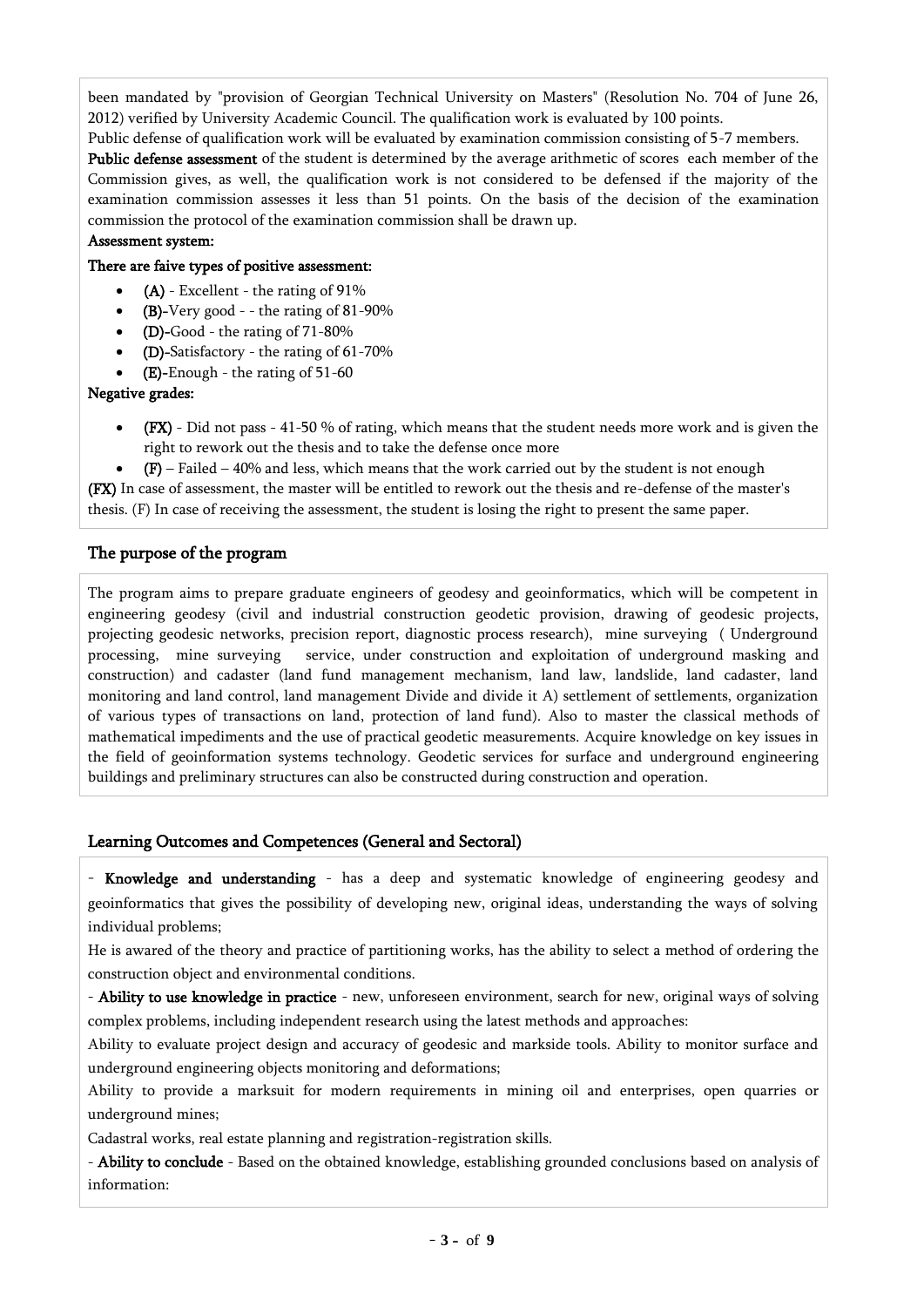been mandated by "provision of Georgian Technical University on Masters" (Resolution No. 704 of June 26, 2012) verified by University Academic Council. The qualification work is evaluated by 100 points.

Public defense of qualification work will be evaluated by examination commission consisting of 5-7 members.

**Public defense assessment** of the student is determined by the average arithmetic of scores each member of the Commission gives, as well, the qualification work is not considered to be defensed if the majority of the examination commission assesses it less than 51 points. On the basis of the decision of the examination commission the protocol of the examination commission shall be drawn up.

**Assessment system:**

**There are faive types of positive assessment:**

- **(A)** - Excellent - the rating of 91%
- **(B)**-Very good - - the rating of 81-90%
- **(D)**-Good - the rating of 71-80%
- **(D)**-Satisfactory - the rating of 61-70%
- **(E)**-Enough - the rating of 51-60

**Negative grades:**

- **(FX)** - Did not pass - 41-50 % of rating, which means that the student needs more work and is given the right to rework out the thesis and to take the defense once more
- **(F)** – Failed – 40% and less, which means that the work carried out by the student is not enough

**(FX)** In case of assessment, the master will be entitled to rework out the thesis and re-defense of the master's thesis. (F) In case of receiving the assessment, the student is losing the right to present the same paper.

## The purpose of the program

The program aims to prepare graduate engineers of geodesy and geoinformatics, which will be competent in engineering geodesy (civil and industrial construction geodetic provision, drawing of geodesic projects, projecting geodesic networks, precision report, diagnostic process research), mine surveying ( Underground processing, mine surveying service, under construction and exploitation of underground masking and construction) and cadaster (land fund management mechanism, land law, landslide, land cadaster, land monitoring and land control, land management Divide and divide it A) settlement of settlements, organization of various types of transactions on land, protection of land fund). Also to master the classical methods of mathematical impediments and the use of practical geodetic measurements. Acquire knowledge on key issues in the field of geoinformation systems technology. Geodetic services for surface and underground engineering buildings and preliminary structures can also be constructed during construction and operation.

## Learning Outcomes and Competences (General and Sectoral)

- **Knowledge and understanding** - has a deep and systematic knowledge of engineering geodesy and geoinformatics that gives the possibility of developing new, original ideas, understanding the ways of solving individual problems;

He is awared of the theory and practice of partitioning works, has the ability to select a method of ordering the construction object and environmental conditions.

- **Ability to use knowledge in practice** - new, unforeseen environment, search for new, original ways of solving complex problems, including independent research using the latest methods and approaches:

Ability to evaluate project design and accuracy of geodesic and markside tools. Ability to monitor surface and underground engineering objects monitoring and deformations;

Ability to provide a marksuit for modern requirements in mining oil and enterprises, open quarries or underground mines;

Cadastral works, real estate planning and registration-registration skills.

- **Ability to conclude** - Based on the obtained knowledge, establishing grounded conclusions based on analysis of information: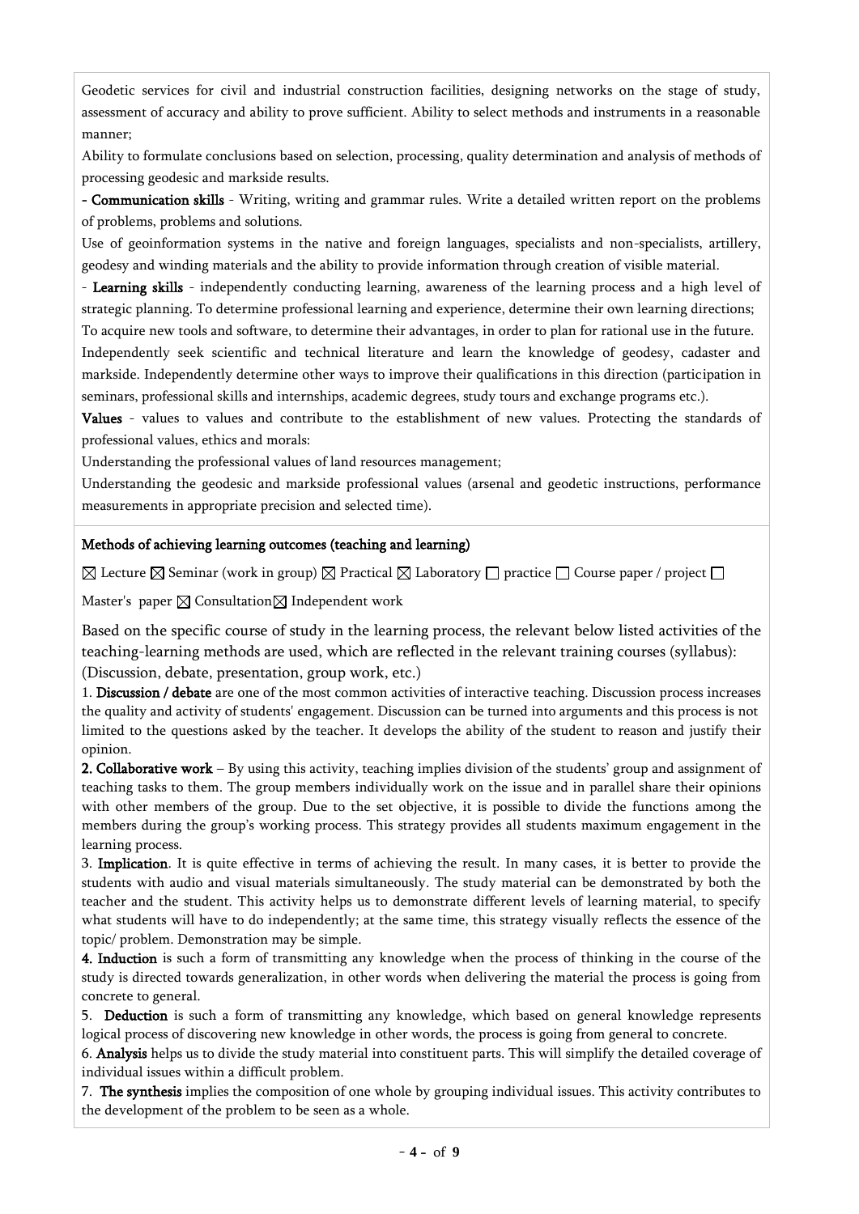Geodetic services for civil and industrial construction facilities, designing networks on the stage of study, assessment of accuracy and ability to prove sufficient. Ability to select methods and instruments in a reasonable manner;

Ability to formulate conclusions based on selection, processing, quality determination and analysis of methods of processing geodesic and markside results.

**- Communication skills** - Writing, writing and grammar rules. Write a detailed written report on the problems of problems, problems and solutions.

Use of geoinformation systems in the native and foreign languages, specialists and non-specialists, artillery, geodesy and winding materials and the ability to provide information through creation of visible material.

- **Learning skills** - independently conducting learning, awareness of the learning process and a high level of strategic planning. To determine professional learning and experience, determine their own learning directions;

To acquire new tools and software, to determine their advantages, in order to plan for rational use in the future.

Independently seek scientific and technical literature and learn the knowledge of geodesy, cadaster and markside. Independently determine other ways to improve their qualifications in this direction (participation in seminars, professional skills and internships, academic degrees, study tours and exchange programs etc.).

**Values** - values to values and contribute to the establishment of new values. Protecting the standards of professional values, ethics and morals:

Understanding the professional values of land resources management;

Understanding the geodesic and markside professional values (arsenal and geodetic instructions, performance measurements in appropriate precision and selected time).

**Methods of achieving learning outcomes (teaching and learning)**

☒ Lecture ☒ Seminar (work in group) ☒ Practical ☒ Laboratory ☐ practice ☐ Course paper / project ☐ Master's paper ☒ Consultation ☒ Independent work

Based on the specific course of study in the learning process, the relevant below listed activities of the teaching-learning methods are used, which are reflected in the relevant training courses (syllabus): (Discussion, debate, presentation, group work, etc.)

1. **Discussion / debate** are one of the most common activities of interactive teaching. Discussion process increases the quality and activity of students' engagement. Discussion can be turned into arguments and this process is not limited to the questions asked by the teacher. It develops the ability of the student to reason and justify their opinion.
2. **Collaborative work** – By using this activity, teaching implies division of the students' group and assignment of teaching tasks to them. The group members individually work on the issue and in parallel share their opinions with other members of the group. Due to the set objective, it is possible to divide the functions among the members during the group's working process. This strategy provides all students maximum engagement in the learning process.
3. **Implication**. It is quite effective in terms of achieving the result. In many cases, it is better to provide the students with audio and visual materials simultaneously. The study material can be demonstrated by both the teacher and the student. This activity helps us to demonstrate different levels of learning material, to specify what students will have to do independently; at the same time, this strategy visually reflects the essence of the topic/ problem. Demonstration may be simple.
4. **Induction** is such a form of transmitting any knowledge when the process of thinking in the course of the study is directed towards generalization, in other words when delivering the material the process is going from concrete to general.
5. **Deduction** is such a form of transmitting any knowledge, which based on general knowledge represents logical process of discovering new knowledge in other words, the process is going from general to concrete.
6. **Analysis** helps us to divide the study material into constituent parts. This will simplify the detailed coverage of individual issues within a difficult problem.
7. **The synthesis** implies the composition of one whole by grouping individual issues. This activity contributes to the development of the problem to be seen as a whole.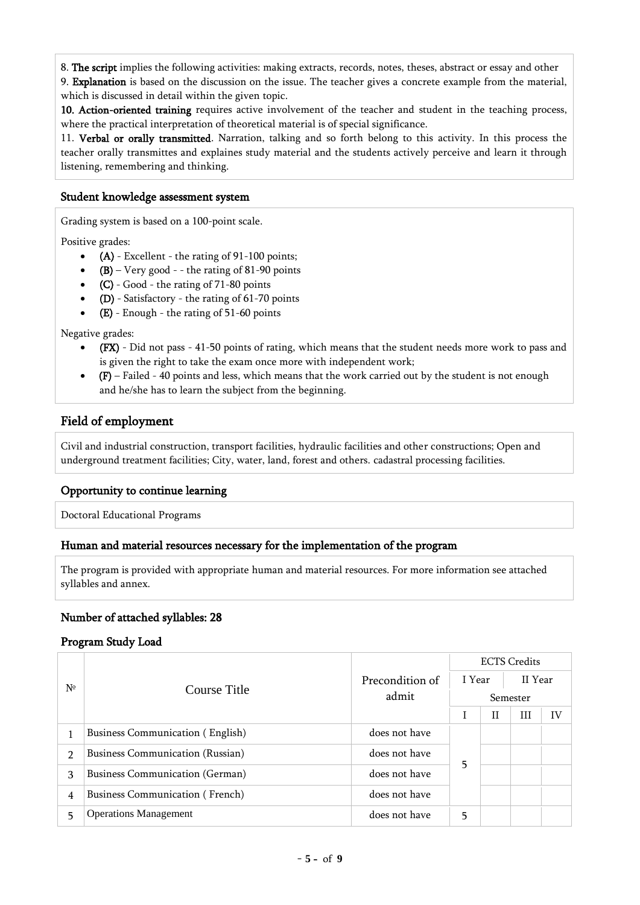8. **The script** implies the following activities: making extracts, records, notes, theses, abstract or essay and other

9. **Explanation** is based on the discussion on the issue. The teacher gives a concrete example from the material, which is discussed in detail within the given topic.

**10. Action-oriented training** requires active involvement of the teacher and student in the teaching process, where the practical interpretation of theoretical material is of special significance.

11. **Verbal or orally transmitted**. Narration, talking and so forth belong to this activity. In this process the teacher orally transmittes and explaines study material and the students actively perceive and learn it through listening, remembering and thinking.

### Student knowledge assessment system

Grading system is based on a 100-point scale.

Positive grades:

- **(A)** - Excellent - the rating of 91-100 points;
- **(B)** – Very good - - the rating of 81-90 points
- **(C)** - Good - the rating of 71-80 points
- **(D)** - Satisfactory - the rating of 61-70 points
- **(E)** - Enough - the rating of 51-60 points

Negative grades:

- **(FX)** - Did not pass - 41-50 points of rating, which means that the student needs more work to pass and is given the right to take the exam once more with independent work;
- **(F)** – Failed - 40 points and less, which means that the work carried out by the student is not enough and he/she has to learn the subject from the beginning.

## Field of employment

Civil and industrial construction, transport facilities, hydraulic facilities and other constructions; Open and underground treatment facilities; City, water, land, forest and others. cadastral processing facilities.

### Opportunity to continue learning

Doctoral Educational Programs

### Human and material resources necessary for the implementation of the program

The program is provided with appropriate human and material resources. For more information see attached syllables and annex.

### Number of attached syllables: 28

### Program Study Load

| № | Course Title | Precondition of admit | ECTS Credits | | | |
|---|---|---|---|---|---|---|
| | | | I Year | | II Year | |
| | | | Semester | | | |
| | | | I | II | III | IV |
| 1 | Business Communication ( English) | does not have | 5 | | | |
| 2 | Business Communication (Russian) | does not have | | | | |
| 3 | Business Communication (German) | does not have | | | | |
| 4 | Business Communication ( French) | does not have | | | | |
| 5 | Operations Management | does not have | 5 | | | |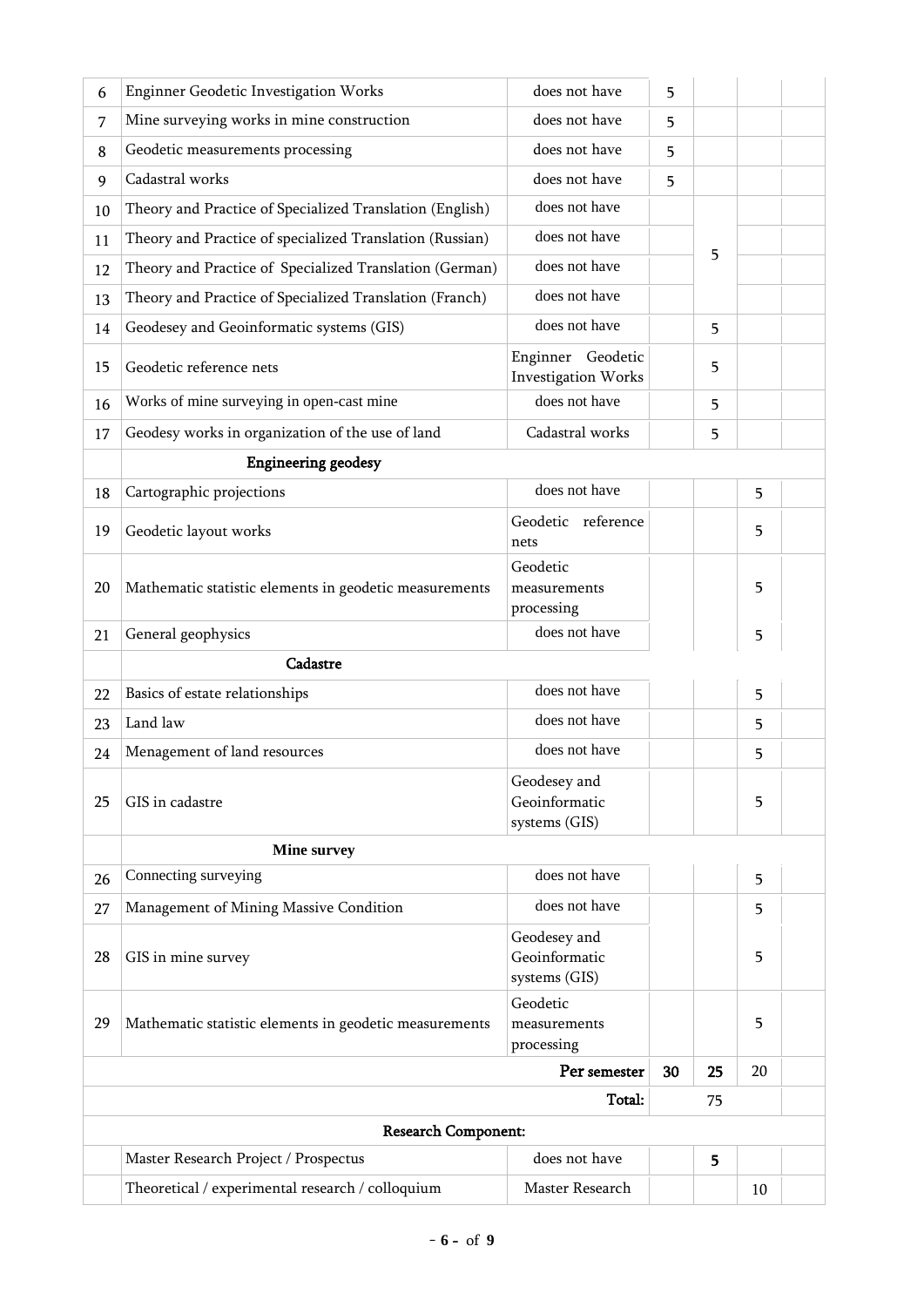| | | | | | | |
|---|---|---|---|---|---|---|
| 6 | Enginner Geodetic Investigation Works | does not have | 5 | | | |
| 7 | Mine surveying works in mine construction | does not have | 5 | | | |
| 8 | Geodetic measurements processing | does not have | 5 | | | |
| 9 | Cadastral works | does not have | 5 | | | |
| 10 | Theory and Practice of Specialized Translation (English) | does not have | | 5 | | |
| 11 | Theory and Practice of specialized Translation (Russian) | does not have | | | | |
| 12 | Theory and Practice of Specialized Translation (German) | does not have | | | | |
| 13 | Theory and Practice of Specialized Translation (Franch) | does not have | | | | |
| 14 | Geodesey and Geoinformatic systems (GIS) | does not have | | 5 | | |
| 15 | Geodetic reference nets | Enginner Geodetic Investigation Works | | 5 | | |
| 16 | Works of mine surveying in open-cast mine | does not have | | 5 | | |
| 17 | Geodesy works in organization of the use of land | Cadastral works | | 5 | | |
| | **Engineering geodesy** | | | | | |
| 18 | Cartographic projections | does not have | | | 5 | |
| 19 | Geodetic layout works | Geodetic reference nets | | | 5 | |
| 20 | Mathematic statistic elements in geodetic measurements | Geodetic measurements processing | | | 5 | |
| 21 | General geophysics | does not have | | | 5 | |
| | **Cadastre** | | | | | |
| 22 | Basics of estate relationships | does not have | | | 5 | |
| 23 | Land law | does not have | | | 5 | |
| 24 | Menagement of land resources | does not have | | | 5 | |
| 25 | GIS in cadastre | Geodesey and Geoinformatic systems (GIS) | | | 5 | |
| | **Mine survey** | | | | | |
| 26 | Connecting surveying | does not have | | | 5 | |
| 27 | Management of Mining Massive Condition | does not have | | | 5 | |
| 28 | GIS in mine survey | Geodesey and Geoinformatic systems (GIS) | | | 5 | |
| 29 | Mathematic statistic elements in geodetic measurements | Geodetic measurements processing | | | 5 | |
| | | **Per semester** | **30** | **25** | 20 | |
| | | **Total:** | | 75 | | |
| | **Research Component:** | | | | | |
| | Master Research Project / Prospectus | does not have | | **5** | | |
| | Theoretical / experimental research / colloquium | Master Research | | | 10 | |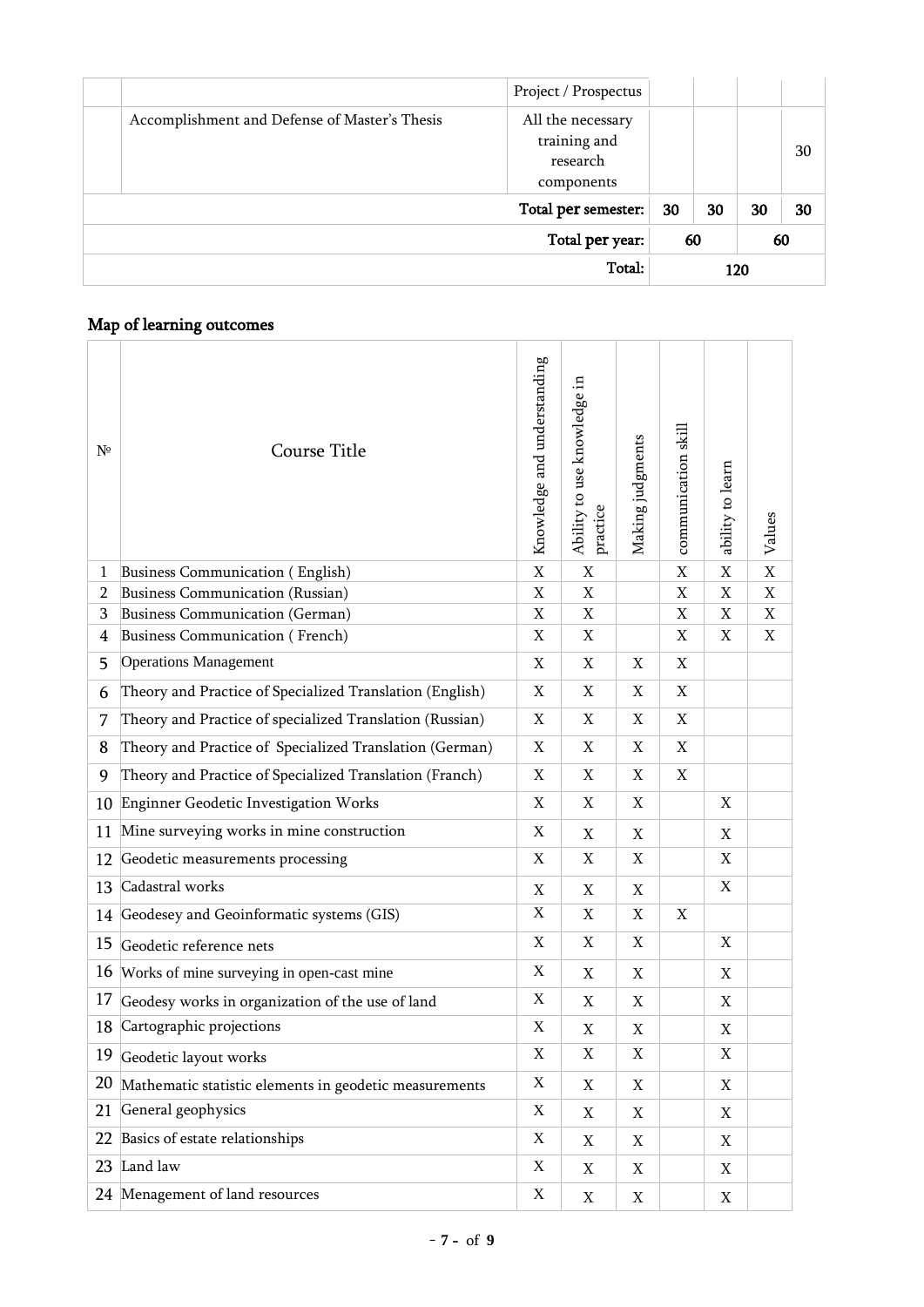| | | | | | | |
|---|---|---|---|---|---|---|
| | | Project / Prospectus | | | | |
| | Accomplishment and Defense of Master's Thesis | All the necessary training and research components | | | | 30 |
| | | **Total per semester:** | **30** | **30** | **30** | **30** |
| | | **Total per year:** | **60** | | **60** | |
| | | **Total:** | **120** | | | |

## Map of learning outcomes

| № | Course Title | Knowledge and understanding | Ability to use knowledge in practice | Making judgments | communication skill | ability to learn | Values |
|---|---|---|---|---|---|---|---|
| 1 | Business Communication ( English) | X | X | | X | X | X |
| 2 | Business Communication (Russian) | X | X | | X | X | X |
| 3 | Business Communication (German) | X | X | | X | X | X |
| 4 | Business Communication ( French) | X | X | | X | X | X |
| 5 | Operations Management | X | X | X | X | | |
| 6 | Theory and Practice of Specialized Translation (English) | X | X | X | X | | |
| 7 | Theory and Practice of specialized Translation (Russian) | X | X | X | X | | |
| 8 | Theory and Practice of Specialized Translation (German) | X | X | X | X | | |
| 9 | Theory and Practice of Specialized Translation (Franch) | X | X | X | X | | |
| 10 | Enginner Geodetic Investigation Works | X | X | X | | X | |
| 11 | Mine surveying works in mine construction | X | X | X | | X | |
| 12 | Geodetic measurements processing | X | X | X | | X | |
| 13 | Cadastral works | X | X | X | | X | |
| 14 | Geodesey and Geoinformatic systems (GIS) | X | X | X | X | | |
| 15 | Geodetic reference nets | X | X | X | | X | |
| 16 | Works of mine surveying in open-cast mine | X | X | X | | X | |
| 17 | Geodesy works in organization of the use of land | X | X | X | | X | |
| 18 | Cartographic projections | X | X | X | | X | |
| 19 | Geodetic layout works | X | X | X | | X | |
| 20 | Mathematic statistic elements in geodetic measurements | X | X | X | | X | |
| 21 | General geophysics | X | X | X | | X | |
| 22 | Basics of estate relationships | X | X | X | | X | |
| 23 | Land law | X | X | X | | X | |
| 24 | Menagement of land resources | X | X | X | | X | |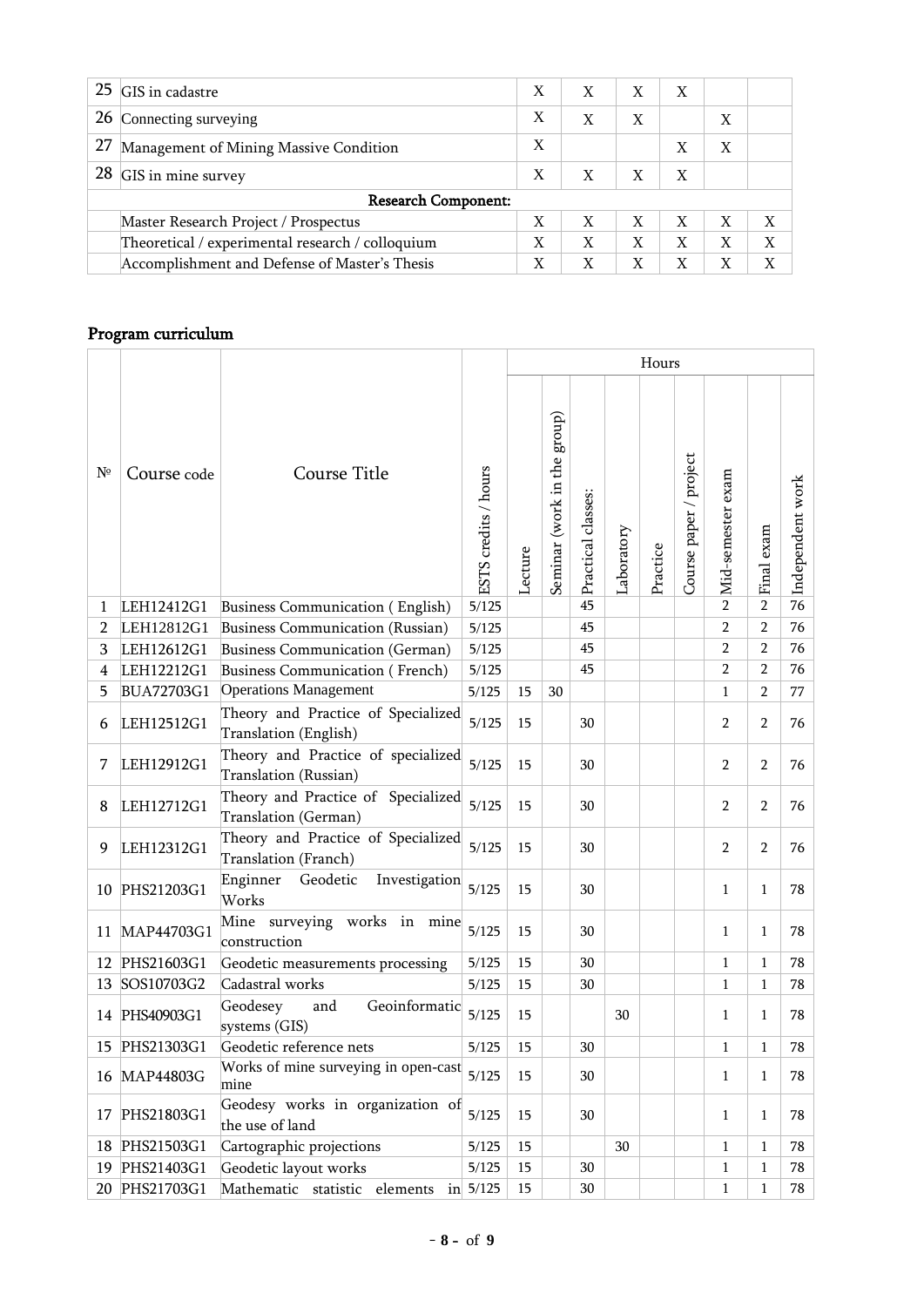| 25 | GIS in cadastre | X | X | X | X | | |
|---|---|---|---|---|---|---|---|
| 26 | Connecting surveying | X | X | X | | X | |
| 27 | Management of Mining Massive Condition | X | | | X | X | |
| 28 | GIS in mine survey | X | X | X | X | | |
| | **Research Component:** | | | | | | |
| | Master Research Project / Prospectus | X | X | X | X | X | X |
| | Theoretical / experimental research / colloquium | X | X | X | X | X | X |
| | Accomplishment and Defense of Master's Thesis | X | X | X | X | X | X |

## Program curriculum

| № | Course code | Course Title | ESTS credits / hours | Hours | | | | | | | | |
|---|---|---|---|---|---|---|---|---|---|---|---|---|
| | | | | Lecture | Seminar (work in the group) | Practical classes: | Laboratory | Practice | Course paper / project | Mid-semester exam | Final exam | Independent work |
| 1 | LEH12412G1 | Business Communication ( English) | 5/125 | | | 45 | | | | 2 | 2 | 76 |
| 2 | LEH12812G1 | Business Communication (Russian) | 5/125 | | | 45 | | | | 2 | 2 | 76 |
| 3 | LEH12612G1 | Business Communication (German) | 5/125 | | | 45 | | | | 2 | 2 | 76 |
| 4 | LEH12212G1 | Business Communication ( French) | 5/125 | | | 45 | | | | 2 | 2 | 76 |
| 5 | BUA72703G1 | Operations Management | 5/125 | 15 | 30 | | | | | 1 | 2 | 77 |
| 6 | LEH12512G1 | Theory and Practice of Specialized Translation (English) | 5/125 | 15 | | 30 | | | | 2 | 2 | 76 |
| 7 | LEH12912G1 | Theory and Practice of specialized Translation (Russian) | 5/125 | 15 | | 30 | | | | 2 | 2 | 76 |
| 8 | LEH12712G1 | Theory and Practice of Specialized Translation (German) | 5/125 | 15 | | 30 | | | | 2 | 2 | 76 |
| 9 | LEH12312G1 | Theory and Practice of Specialized Translation (Franch) | 5/125 | 15 | | 30 | | | | 2 | 2 | 76 |
| 10 | PHS21203G1 | Enginner Geodetic Investigation Works | 5/125 | 15 | | 30 | | | | 1 | 1 | 78 |
| 11 | MAP44703G1 | Mine surveying works in mine construction | 5/125 | 15 | | 30 | | | | 1 | 1 | 78 |
| 12 | PHS21603G1 | Geodetic measurements processing | 5/125 | 15 | | 30 | | | | 1 | 1 | 78 |
| 13 | SOS10703G2 | Cadastral works | 5/125 | 15 | | 30 | | | | 1 | 1 | 78 |
| 14 | PHS40903G1 | Geodesey and Geoinformatic systems (GIS) | 5/125 | 15 | | | 30 | | | 1 | 1 | 78 |
| 15 | PHS21303G1 | Geodetic reference nets | 5/125 | 15 | | 30 | | | | 1 | 1 | 78 |
| 16 | MAP44803G | Works of mine surveying in open-cast mine | 5/125 | 15 | | 30 | | | | 1 | 1 | 78 |
| 17 | PHS21803G1 | Geodesy works in organization of the use of land | 5/125 | 15 | | 30 | | | | 1 | 1 | 78 |
| 18 | PHS21503G1 | Cartographic projections | 5/125 | 15 | | | 30 | | | 1 | 1 | 78 |
| 19 | PHS21403G1 | Geodetic layout works | 5/125 | 15 | | 30 | | | | 1 | 1 | 78 |
| 20 | PHS21703G1 | Mathematic statistic elements in | 5/125 | 15 | | 30 | | | | 1 | 1 | 78 |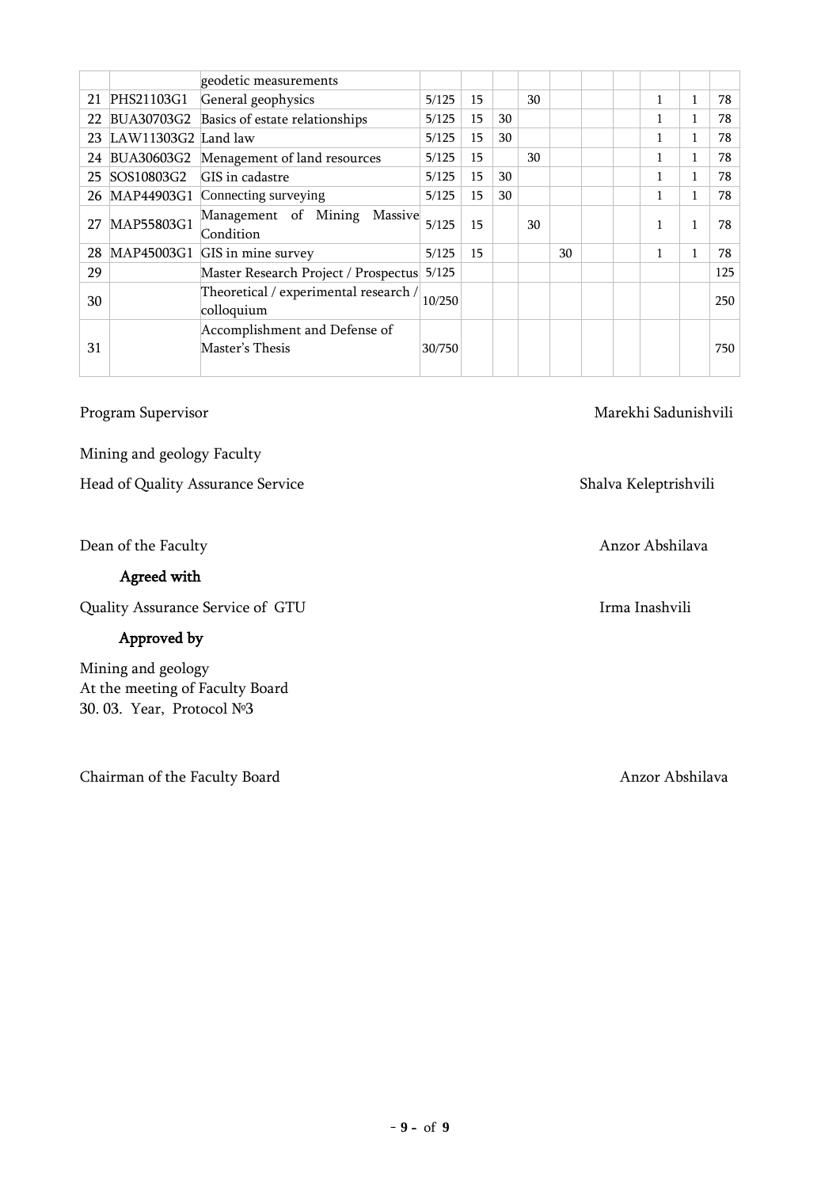| | | | | | | | | | | | | |
|---|---|---|---|---|---|---|---|---|---|---|---|---|
| | | geodetic measurements | | | | | | | | | | |
| 21 | PHS21103G1 | General geophysics | 5/125 | 15 | | 30 | | | | 1 | 1 | 78 |
| 22 | BUA30703G2 | Basics of estate relationships | 5/125 | 15 | 30 | | | | | 1 | 1 | 78 |
| 23 | LAW11303G2 | Land law | 5/125 | 15 | 30 | | | | | 1 | 1 | 78 |
| 24 | BUA30603G2 | Menagement of land resources | 5/125 | 15 | | 30 | | | | 1 | 1 | 78 |
| 25 | SOS10803G2 | GIS in cadastre | 5/125 | 15 | 30 | | | | | 1 | 1 | 78 |
| 26 | MAP44903G1 | Connecting surveying | 5/125 | 15 | 30 | | | | | 1 | 1 | 78 |
| 27 | MAP55803G1 | Management of Mining Massive Condition | 5/125 | 15 | | 30 | | | | 1 | 1 | 78 |
| 28 | MAP45003G1 | GIS in mine survey | 5/125 | 15 | | | 30 | | | 1 | 1 | 78 |
| 29 | | Master Research Project / Prospectus | 5/125 | | | | | | | | | 125 |
| 30 | | Theoretical / experimental research / colloquium | 10/250 | | | | | | | | | 250 |
| 31 | | Accomplishment and Defense of Master's Thesis | 30/750 | | | | | | | | | 750 |

Program Supervisor Marekhi Sadunishvili

Mining and geology Faculty

Head of Quality Assurance Service Shalva Keleptrishvili

Dean of the Faculty Anzor Abshilava

**Agreed with**

Quality Assurance Service of GTU Irma Inashvili

**Approved by**

Mining and geology
At the meeting of Faculty Board
30. 03. Year, Protocol №3

Chairman of the Faculty Board Anzor Abshilava